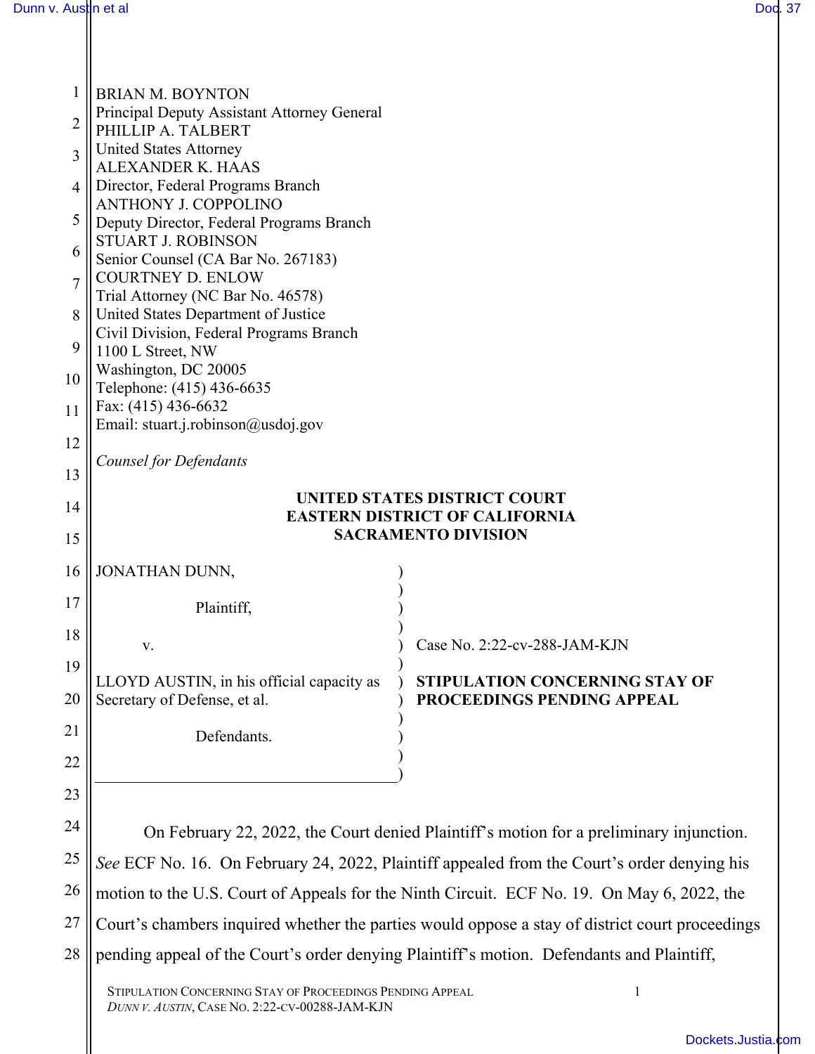BRIAN M. BOYNTON
Principal Deputy Assistant Attorney General
PHILLIP A. TALBERT
United States Attorney
ALEXANDER K. HAAS
Director, Federal Programs Branch
ANTHONY J. COPPOLINO
Deputy Director, Federal Programs Branch
STUART J. ROBINSON
Senior Counsel (CA Bar No. 267183)
COURTNEY D. ENLOW
Trial Attorney (NC Bar No. 46578)
United States Department of Justice
Civil Division, Federal Programs Branch
1100 L Street, NW
Washington, DC 20005
Telephone: (415) 436-6635
Fax: (415) 436-6632
Email: stuart.j.robinson@usdoj.gov

*Counsel for Defendants*

**UNITED STATES DISTRICT COURT**
**EASTERN DISTRICT OF CALIFORNIA**
**SACRAMENTO DIVISION**

JONATHAN DUNN,

Plaintiff,

v.

LLOYD AUSTIN, in his official capacity as Secretary of Defense, et al.

Defendants.

Case No. 2:22-cv-288-JAM-KJN

**STIPULATION CONCERNING STAY OF PROCEEDINGS PENDING APPEAL**

On February 22, 2022, the Court denied Plaintiff's motion for a preliminary injunction. *See* ECF No. 16. On February 24, 2022, Plaintiff appealed from the Court's order denying his motion to the U.S. Court of Appeals for the Ninth Circuit. ECF No. 19. On May 6, 2022, the Court's chambers inquired whether the parties would oppose a stay of district court proceedings pending appeal of the Court's order denying Plaintiff's motion. Defendants and Plaintiff,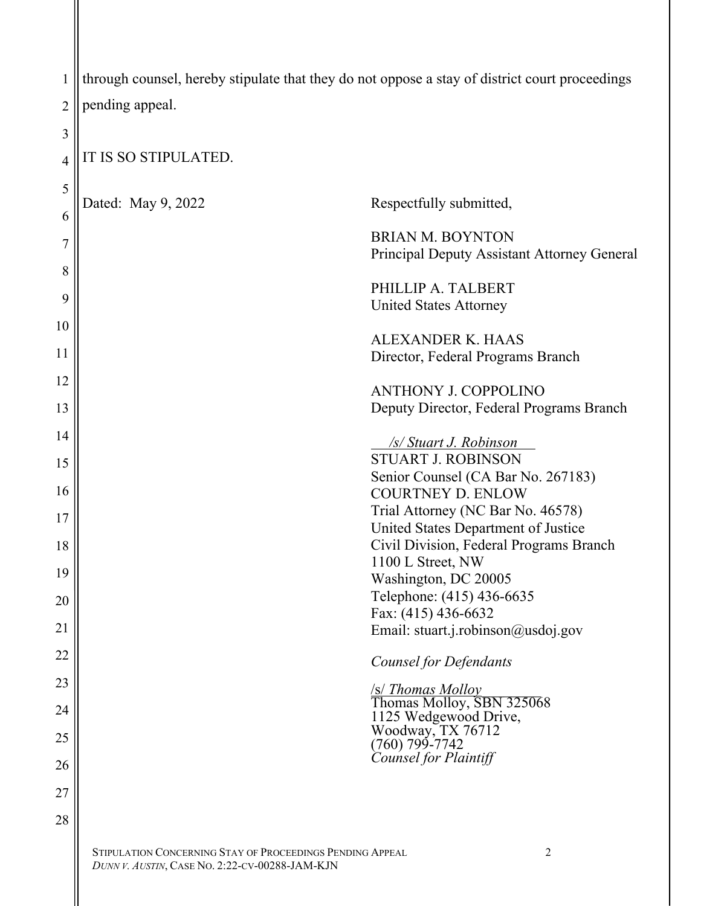through counsel, hereby stipulate that they do not oppose a stay of district court proceedings pending appeal.

IT IS SO STIPULATED.

Dated: May 9, 2022

Respectfully submitted,

BRIAN M. BOYNTON
Principal Deputy Assistant Attorney General

PHILLIP A. TALBERT
United States Attorney

ALEXANDER K. HAAS
Director, Federal Programs Branch

ANTHONY J. COPPOLINO
Deputy Director, Federal Programs Branch

*/s/ Stuart J. Robinson*
STUART J. ROBINSON
Senior Counsel (CA Bar No. 267183)
COURTNEY D. ENLOW
Trial Attorney (NC Bar No. 46578)
United States Department of Justice
Civil Division, Federal Programs Branch
1100 L Street, NW
Washington, DC 20005
Telephone: (415) 436-6635
Fax: (415) 436-6632
Email: stuart.j.robinson@usdoj.gov

*Counsel for Defendants*

/s/ *Thomas Molloy*
Thomas Molloy, SBN 325068
1125 Wedgewood Drive,
Woodway, TX 76712
(760) 799-7742
*Counsel for Plaintiff*

STIPULATION CONCERNING STAY OF PROCEEDINGS PENDING APPEAL
*DUNN V. AUSTIN*, CASE NO. 2:22-CV-00288-JAM-KJN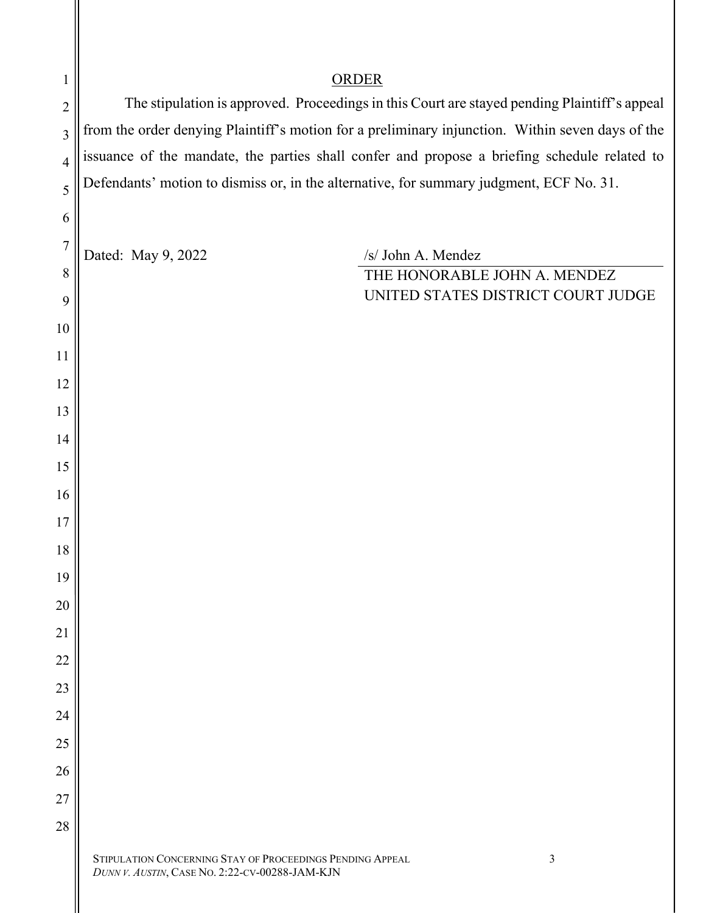# ORDER

The stipulation is approved. Proceedings in this Court are stayed pending Plaintiff's appeal from the order denying Plaintiff's motion for a preliminary injunction. Within seven days of the issuance of the mandate, the parties shall confer and propose a briefing schedule related to Defendants' motion to dismiss or, in the alternative, for summary judgment, ECF No. 31.

Dated: May 9, 2022

/s/ John A. Mendez
THE HONORABLE JOHN A. MENDEZ
UNITED STATES DISTRICT COURT JUDGE